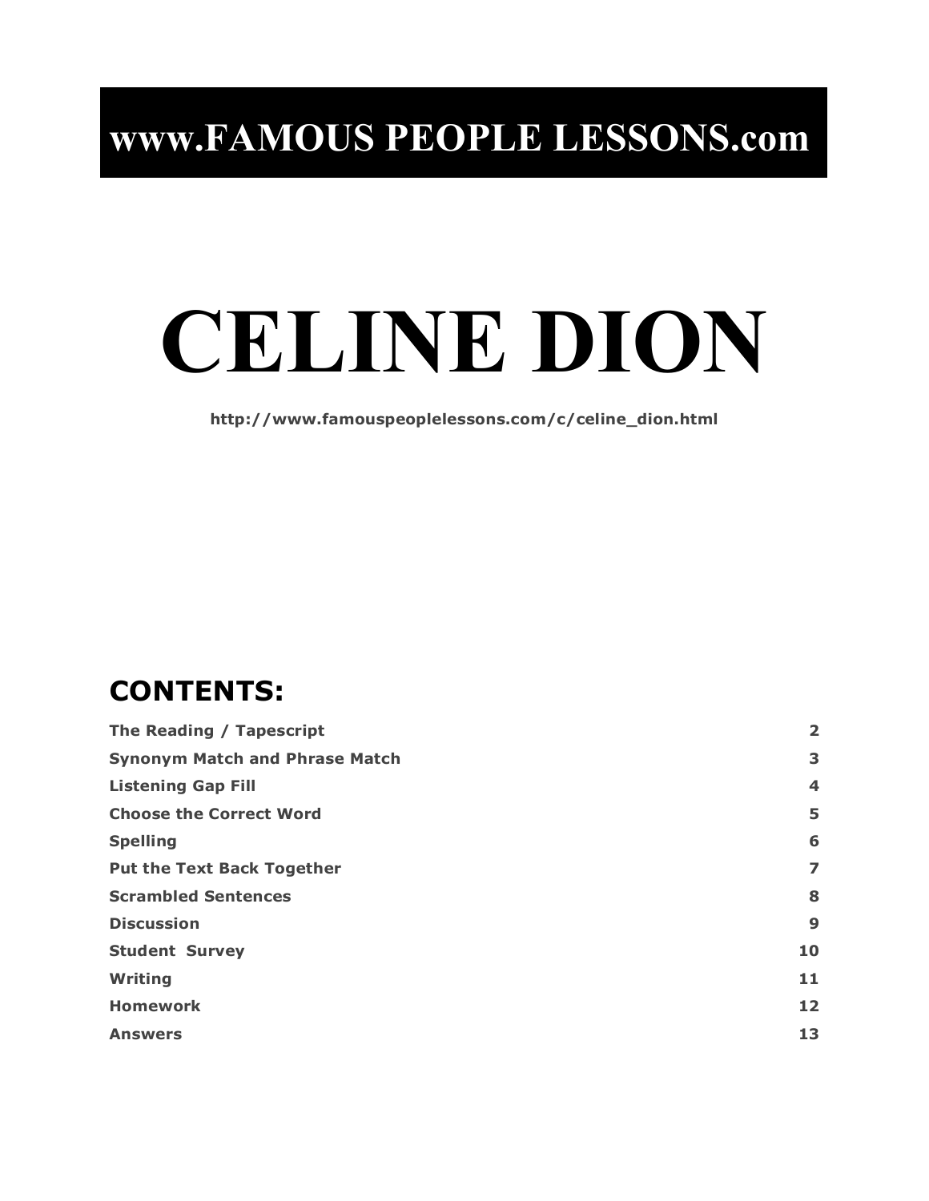# www.FAMOUS PEOPLE LESSONS.com

# CELINE DION

**http://www.famouspeoplelessons.com/c/celine_dion.html**

## CONTENTS:

| | |
|---|---|
| **The Reading / Tapescript** | **2** |
| **Synonym Match and Phrase Match** | **3** |
| **Listening Gap Fill** | **4** |
| **Choose the Correct Word** | **5** |
| **Spelling** | **6** |
| **Put the Text Back Together** | **7** |
| **Scrambled Sentences** | **8** |
| **Discussion** | **9** |
| **Student Survey** | **10** |
| **Writing** | **11** |
| **Homework** | **12** |
| **Answers** | **13** |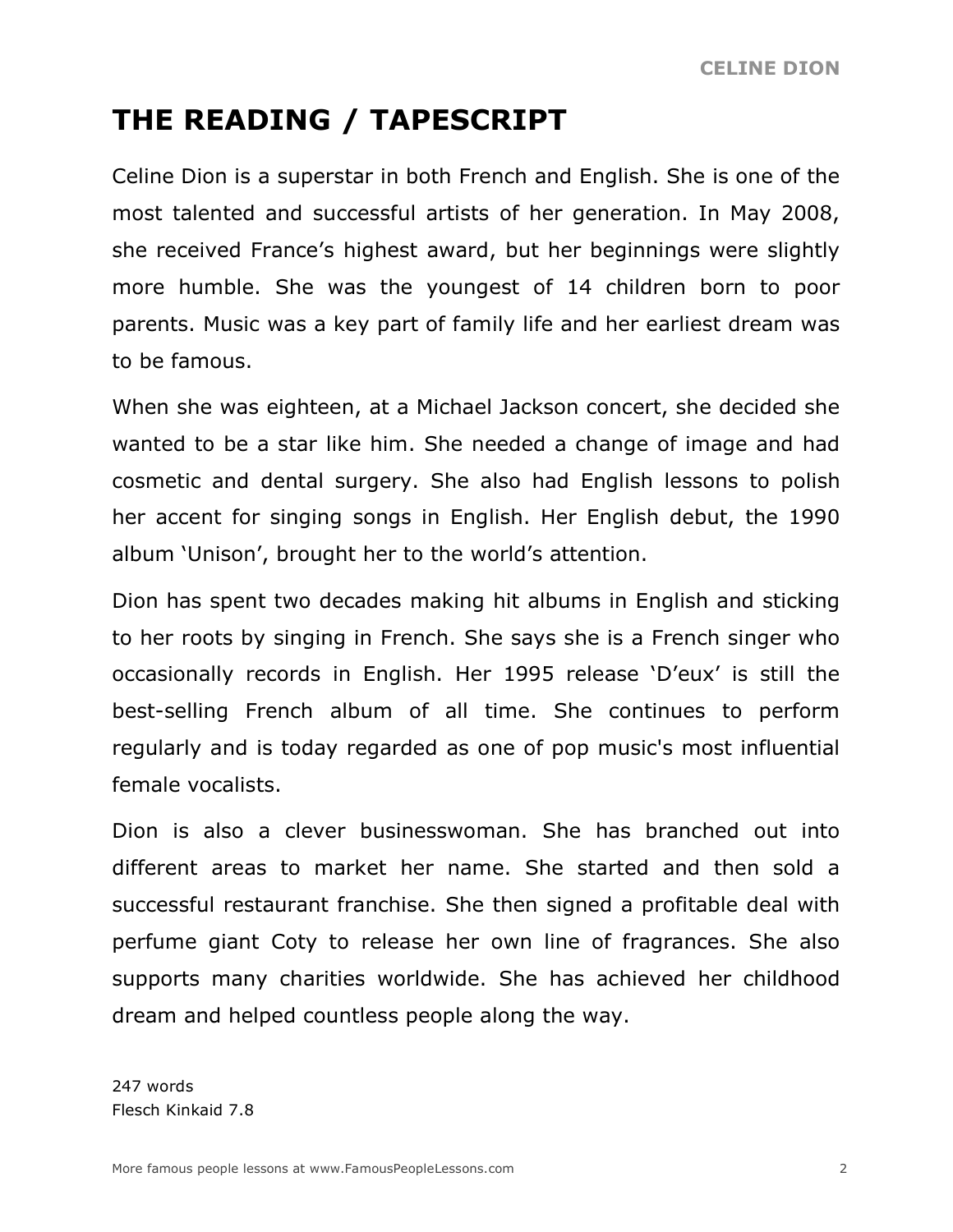# THE READING / TAPESCRIPT

Celine Dion is a superstar in both French and English. She is one of the most talented and successful artists of her generation. In May 2008, she received France's highest award, but her beginnings were slightly more humble. She was the youngest of 14 children born to poor parents. Music was a key part of family life and her earliest dream was to be famous.

When she was eighteen, at a Michael Jackson concert, she decided she wanted to be a star like him. She needed a change of image and had cosmetic and dental surgery. She also had English lessons to polish her accent for singing songs in English. Her English debut, the 1990 album 'Unison', brought her to the world's attention.

Dion has spent two decades making hit albums in English and sticking to her roots by singing in French. She says she is a French singer who occasionally records in English. Her 1995 release 'D'eux' is still the best-selling French album of all time. She continues to perform regularly and is today regarded as one of pop music's most influential female vocalists.

Dion is also a clever businesswoman. She has branched out into different areas to market her name. She started and then sold a successful restaurant franchise. She then signed a profitable deal with perfume giant Coty to release her own line of fragrances. She also supports many charities worldwide. She has achieved her childhood dream and helped countless people along the way.

247 words
Flesch Kinkaid 7.8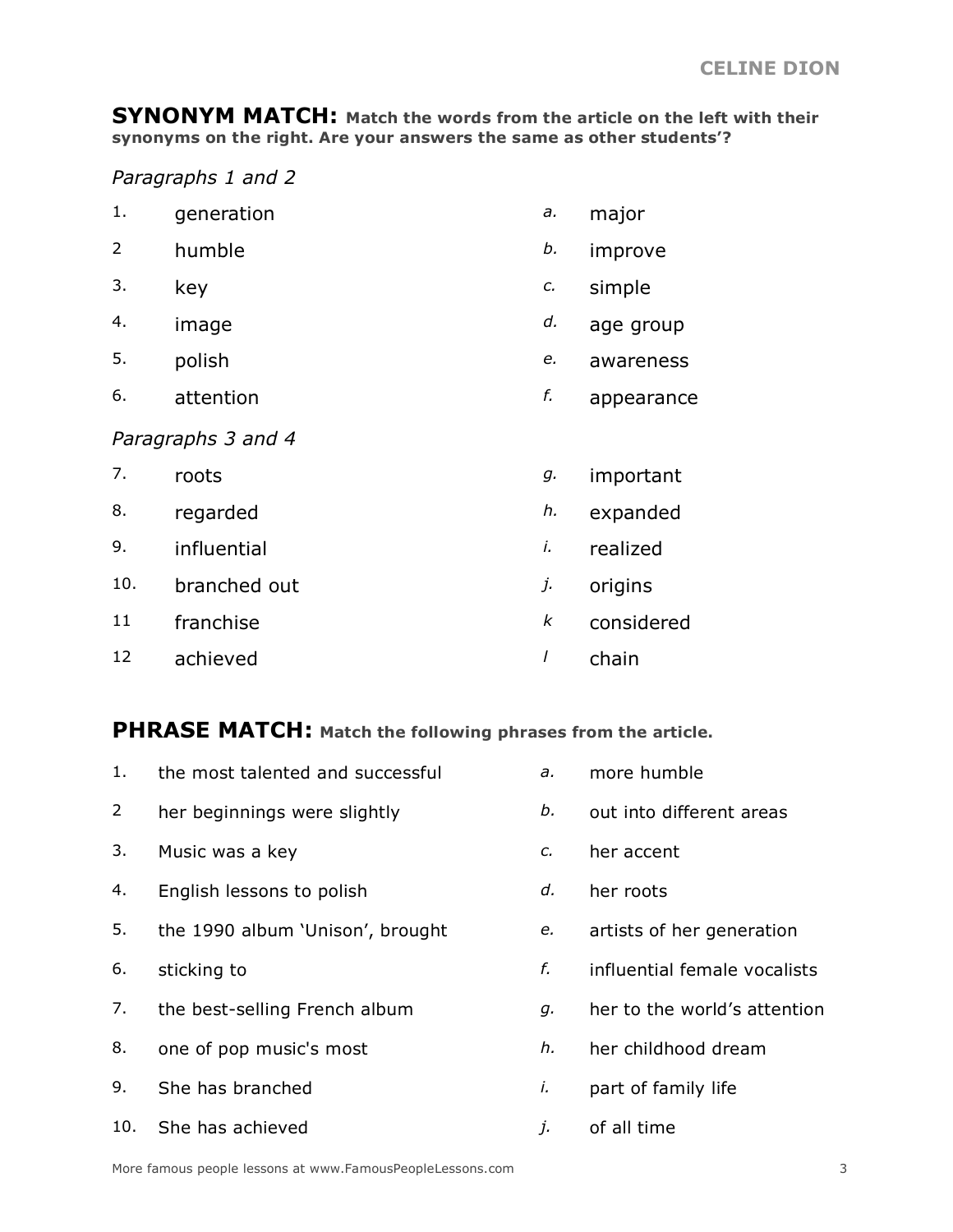## SYNONYM MATCH: Match the words from the article on the left with their synonyms on the right. Are your answers the same as other students'?

*Paragraphs 1 and 2*

| | | | |
|---|---|---|---|
| 1. | generation | *a.* | major |
| 2 | humble | *b.* | improve |
| 3. | key | *c.* | simple |
| 4. | image | *d.* | age group |
| 5. | polish | *e.* | awareness |
| 6. | attention | *f.* | appearance |

*Paragraphs 3 and 4*

| | | | |
|---|---|---|---|
| 7. | roots | *g.* | important |
| 8. | regarded | *h.* | expanded |
| 9. | influential | *i.* | realized |
| 10. | branched out | *j.* | origins |
| 11 | franchise | *k* | considered |
| 12 | achieved | *l* | chain |

## PHRASE MATCH: Match the following phrases from the article.

| | | | |
|---|---|---|---|
| 1. | the most talented and successful | *a.* | more humble |
| 2 | her beginnings were slightly | *b.* | out into different areas |
| 3. | Music was a key | *c.* | her accent |
| 4. | English lessons to polish | *d.* | her roots |
| 5. | the 1990 album 'Unison', brought | *e.* | artists of her generation |
| 6. | sticking to | *f.* | influential female vocalists |
| 7. | the best-selling French album | *g.* | her to the world's attention |
| 8. | one of pop music's most | *h.* | her childhood dream |
| 9. | She has branched | *i.* | part of family life |
| 10. | She has achieved | *j.* | of all time |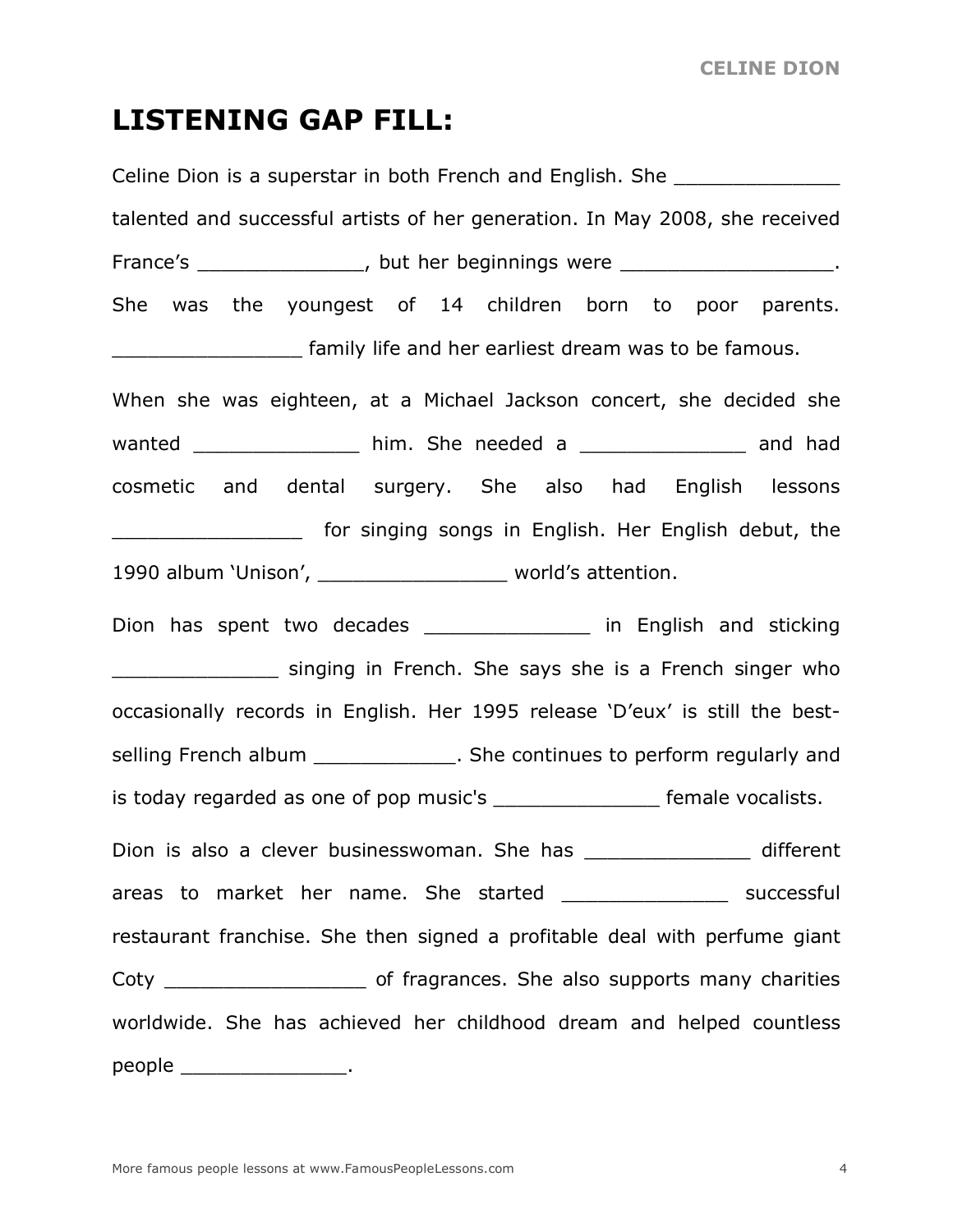# LISTENING GAP FILL:

Celine Dion is a superstar in both French and English. She _____________ talented and successful artists of her generation. In May 2008, she received France's _____________, but her beginnings were _________________. She was the youngest of 14 children born to poor parents. _______________ family life and her earliest dream was to be famous.

When she was eighteen, at a Michael Jackson concert, she decided she wanted _____________ him. She needed a _____________ and had cosmetic and dental surgery. She also had English lessons _______________ for singing songs in English. Her English debut, the 1990 album 'Unison', _______________ world's attention.

Dion has spent two decades _____________ in English and sticking _____________ singing in French. She says she is a French singer who occasionally records in English. Her 1995 release 'D'eux' is still the best-selling French album ___________. She continues to perform regularly and is today regarded as one of pop music's _____________ female vocalists.

Dion is also a clever businesswoman. She has _____________ different areas to market her name. She started _____________ successful restaurant franchise. She then signed a profitable deal with perfume giant Coty ________________ of fragrances. She also supports many charities worldwide. She has achieved her childhood dream and helped countless people _____________.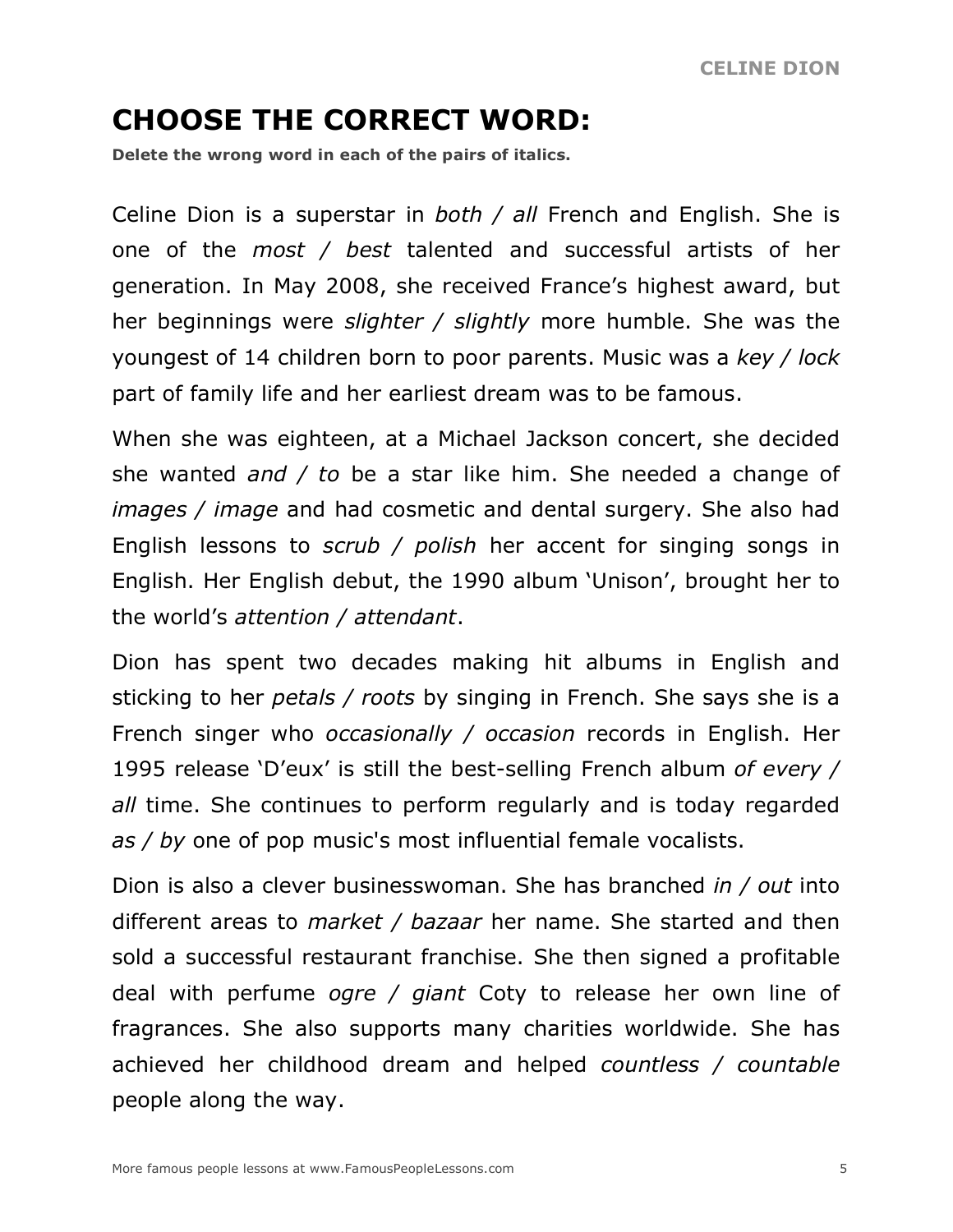# CHOOSE THE CORRECT WORD:

**Delete the wrong word in each of the pairs of italics.**

Celine Dion is a superstar in *both / all* French and English. She is one of the *most / best* talented and successful artists of her generation. In May 2008, she received France's highest award, but her beginnings were *slighter / slightly* more humble. She was the youngest of 14 children born to poor parents. Music was a *key / lock* part of family life and her earliest dream was to be famous.

When she was eighteen, at a Michael Jackson concert, she decided she wanted *and / to* be a star like him. She needed a change of *images / image* and had cosmetic and dental surgery. She also had English lessons to *scrub / polish* her accent for singing songs in English. Her English debut, the 1990 album 'Unison', brought her to the world's *attention / attendant*.

Dion has spent two decades making hit albums in English and sticking to her *petals / roots* by singing in French. She says she is a French singer who *occasionally / occasion* records in English. Her 1995 release 'D'eux' is still the best-selling French album *of every / all* time. She continues to perform regularly and is today regarded *as / by* one of pop music's most influential female vocalists.

Dion is also a clever businesswoman. She has branched *in / out* into different areas to *market / bazaar* her name. She started and then sold a successful restaurant franchise. She then signed a profitable deal with perfume *ogre / giant* Coty to release her own line of fragrances. She also supports many charities worldwide. She has achieved her childhood dream and helped *countless / countable* people along the way.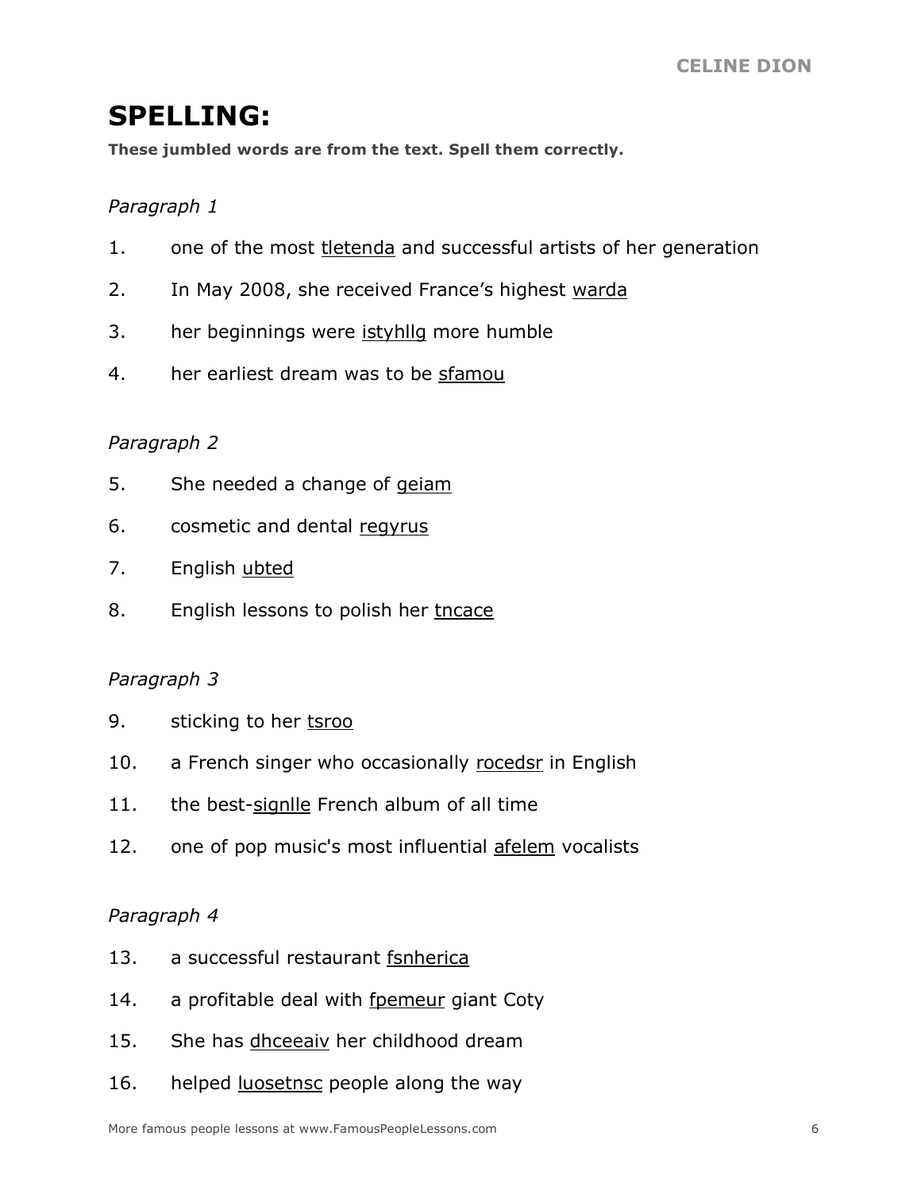# SPELLING:

**These jumbled words are from the text. Spell them correctly.**

*Paragraph 1*

1. one of the most tletenda and successful artists of her generation
2. In May 2008, she received France's highest warda
3. her beginnings were istyhllg more humble
4. her earliest dream was to be sfamou

*Paragraph 2*

5. She needed a change of geiam
6. cosmetic and dental regyrus
7. English ubted
8. English lessons to polish her tncace

*Paragraph 3*

9. sticking to her tsroo
10. a French singer who occasionally rocedsr in English
11. the best-signlle French album of all time
12. one of pop music's most influential afelem vocalists

*Paragraph 4*

13. a successful restaurant fsnherica
14. a profitable deal with fpemeur giant Coty
15. She has dhceeaiv her childhood dream
16. helped luosetnsc people along the way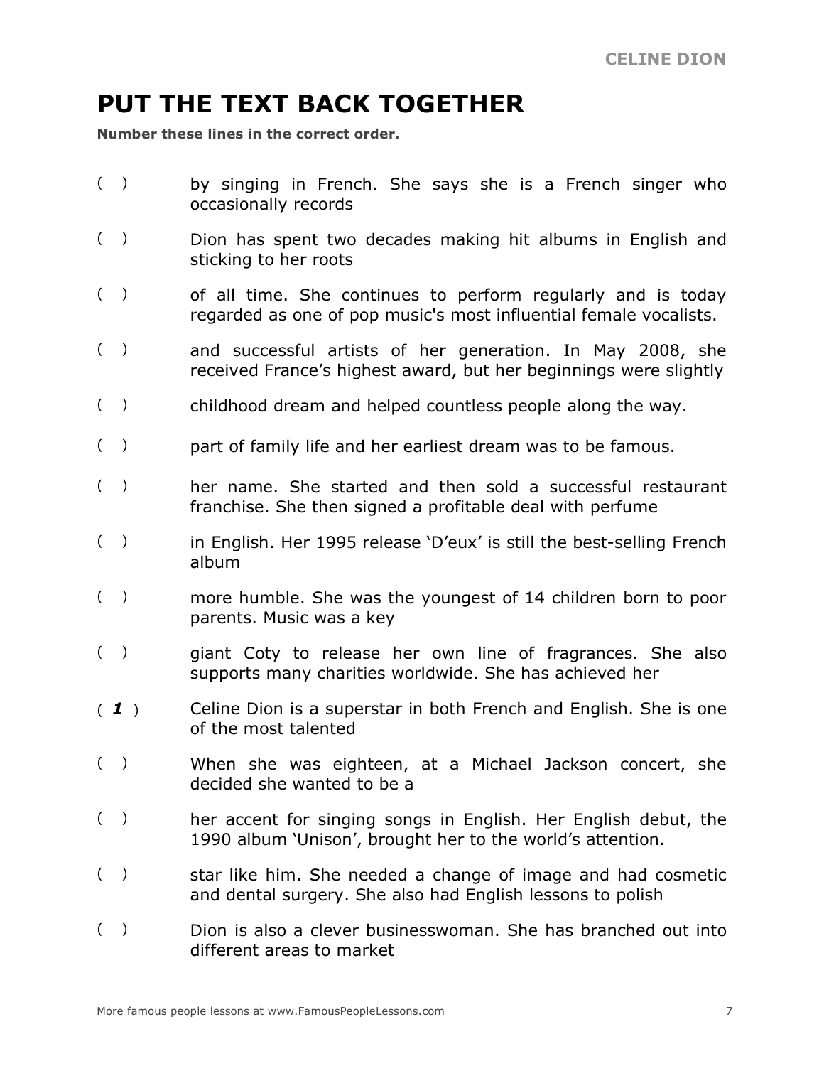# PUT THE TEXT BACK TOGETHER

**Number these lines in the correct order.**

( ) by singing in French. She says she is a French singer who occasionally records

( ) Dion has spent two decades making hit albums in English and sticking to her roots

( ) of all time. She continues to perform regularly and is today regarded as one of pop music's most influential female vocalists.

( ) and successful artists of her generation. In May 2008, she received France's highest award, but her beginnings were slightly

( ) childhood dream and helped countless people along the way.

( ) part of family life and her earliest dream was to be famous.

( ) her name. She started and then sold a successful restaurant franchise. She then signed a profitable deal with perfume

( ) in English. Her 1995 release 'D'eux' is still the best-selling French album

( ) more humble. She was the youngest of 14 children born to poor parents. Music was a key

( ) giant Coty to release her own line of fragrances. She also supports many charities worldwide. She has achieved her

( ***1*** ) Celine Dion is a superstar in both French and English. She is one of the most talented

( ) When she was eighteen, at a Michael Jackson concert, she decided she wanted to be a

( ) her accent for singing songs in English. Her English debut, the 1990 album 'Unison', brought her to the world's attention.

( ) star like him. She needed a change of image and had cosmetic and dental surgery. She also had English lessons to polish

( ) Dion is also a clever businesswoman. She has branched out into different areas to market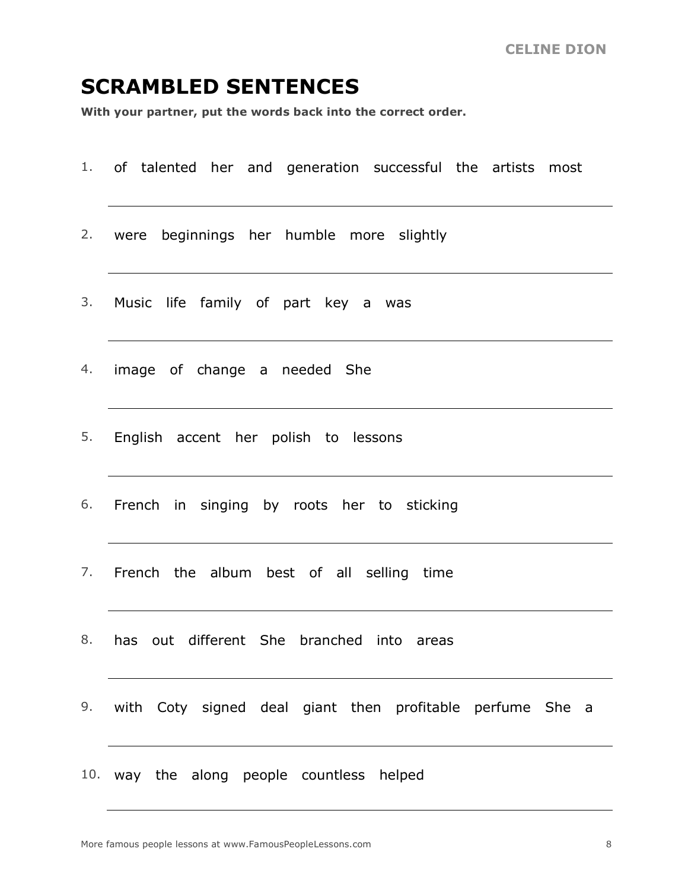# SCRAMBLED SENTENCES

**With your partner, put the words back into the correct order.**

1. of talented her and generation successful the artists most

   ___

2. were beginnings her humble more slightly

   ___

3. Music life family of part key a was

   ___

4. image of change a needed She

   ___

5. English accent her polish to lessons

   ___

6. French in singing by roots her to sticking

   ___

7. French the album best of all selling time

   ___

8. has out different She branched into areas

   ___

9. with Coty signed deal giant then profitable perfume She a

   ___

10. way the along people countless helped

    ___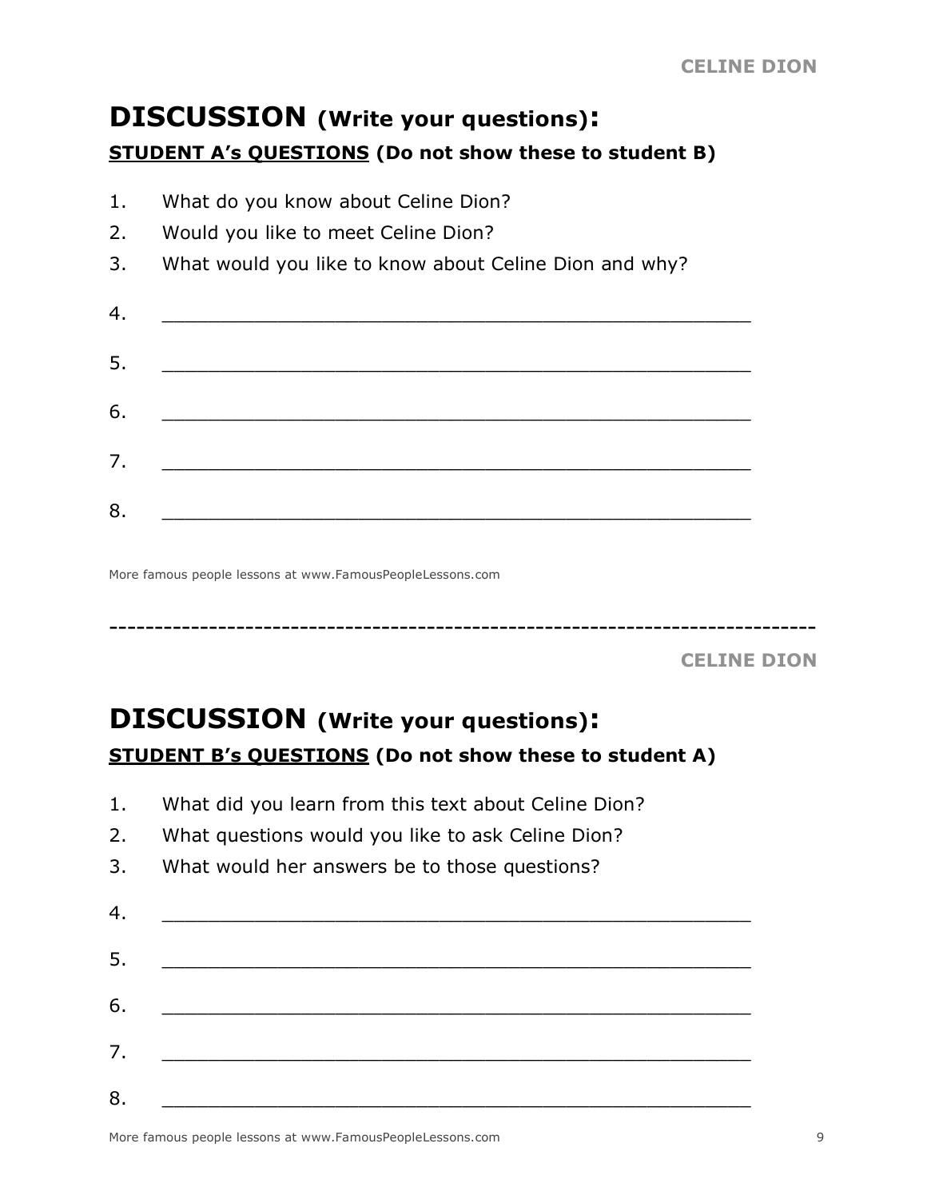## DISCUSSION (Write your questions):

**STUDENT A's QUESTIONS (Do not show these to student B)**

1. What do you know about Celine Dion?
2. Would you like to meet Celine Dion?
3. What would you like to know about Celine Dion and why?
4. ________________________________________________
5. ________________________________________________
6. ________________________________________________
7. ________________________________________________
8. ________________________________________________

More famous people lessons at www.FamousPeopleLessons.com

---

## DISCUSSION (Write your questions):

**STUDENT B's QUESTIONS (Do not show these to student A)**

1. What did you learn from this text about Celine Dion?
2. What questions would you like to ask Celine Dion?
3. What would her answers be to those questions?
4. ________________________________________________
5. ________________________________________________
6. ________________________________________________
7. ________________________________________________
8. ________________________________________________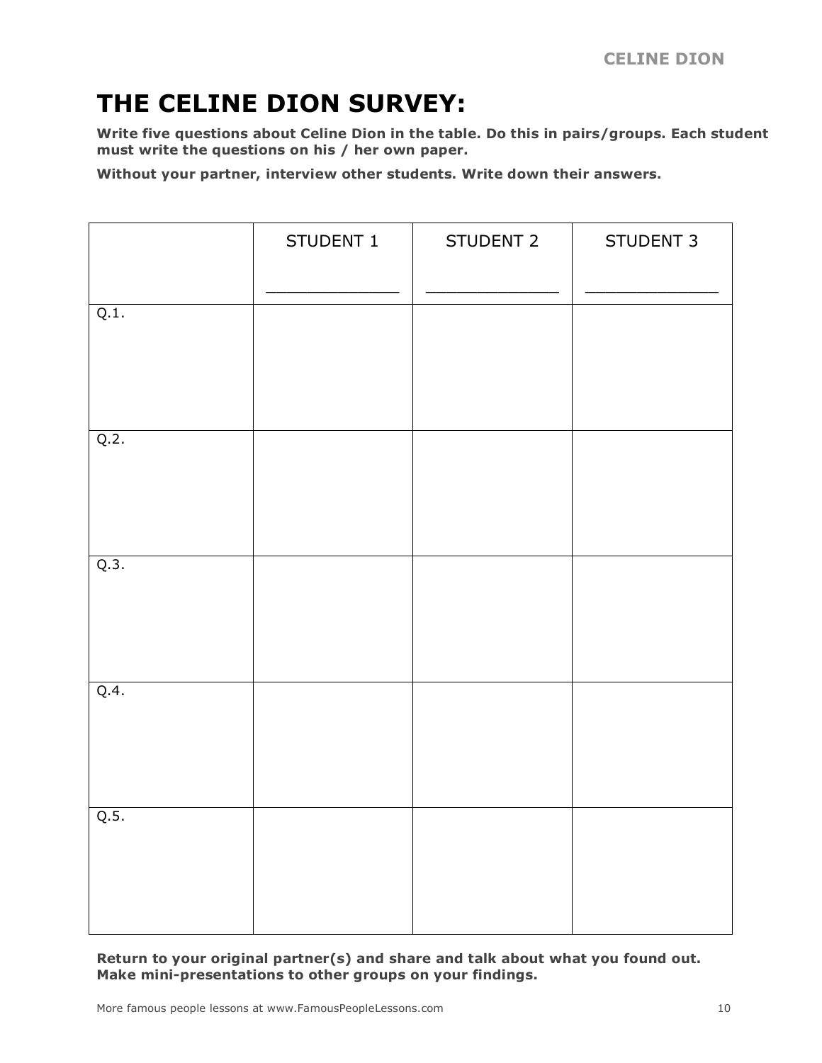# THE CELINE DION SURVEY:

**Write five questions about Celine Dion in the table. Do this in pairs/groups. Each student must write the questions on his / her own paper.**

**Without your partner, interview other students. Write down their answers.**

| | STUDENT 1<br><br>_____________ | STUDENT 2<br><br>_____________ | STUDENT 3<br><br>_____________ |
|---|---|---|---|
| Q.1. | | | |
| Q.2. | | | |
| Q.3. | | | |
| Q.4. | | | |
| Q.5. | | | |

**Return to your original partner(s) and share and talk about what you found out. Make mini-presentations to other groups on your findings.**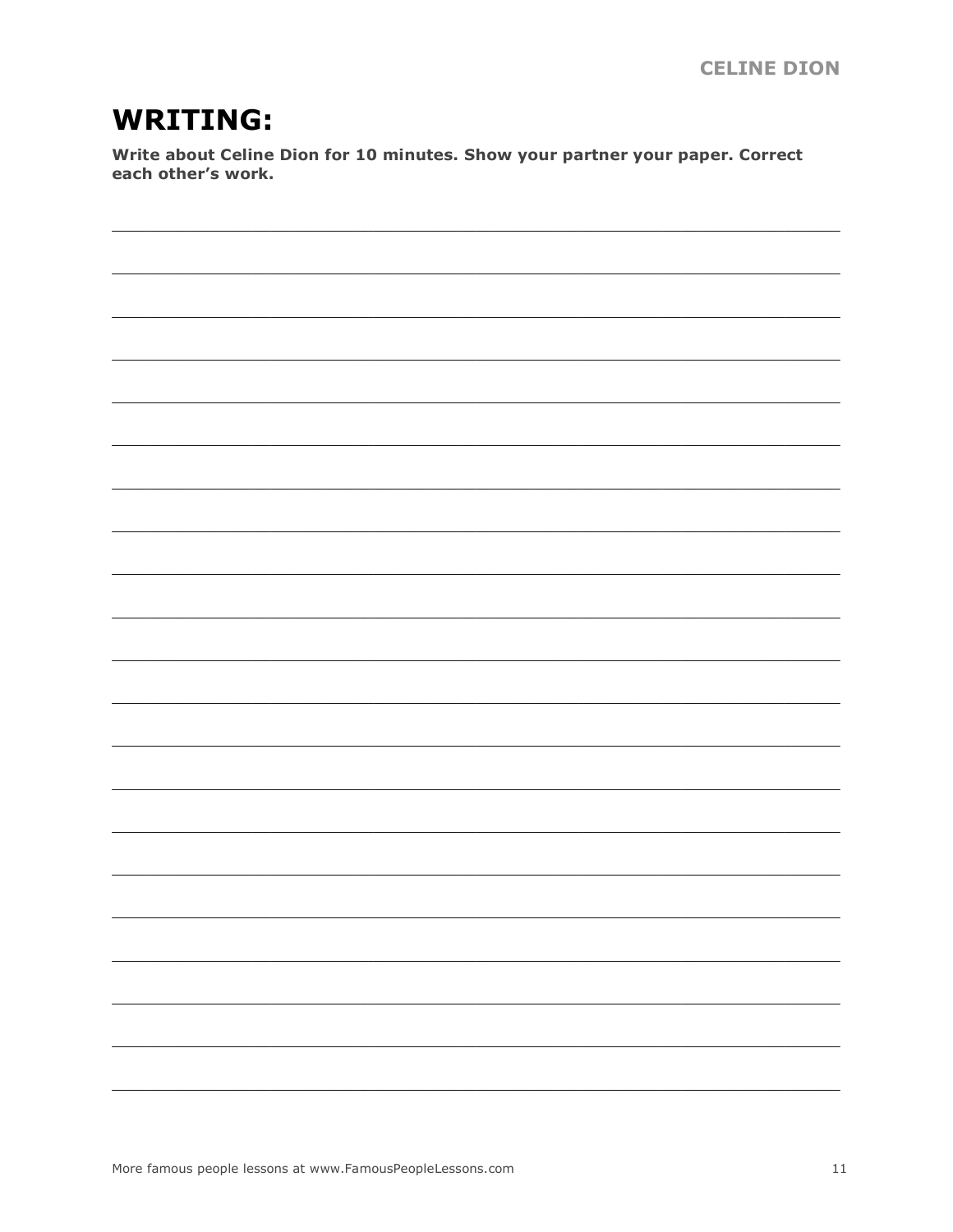# WRITING:

**Write about Celine Dion for 10 minutes. Show your partner your paper. Correct each other's work.**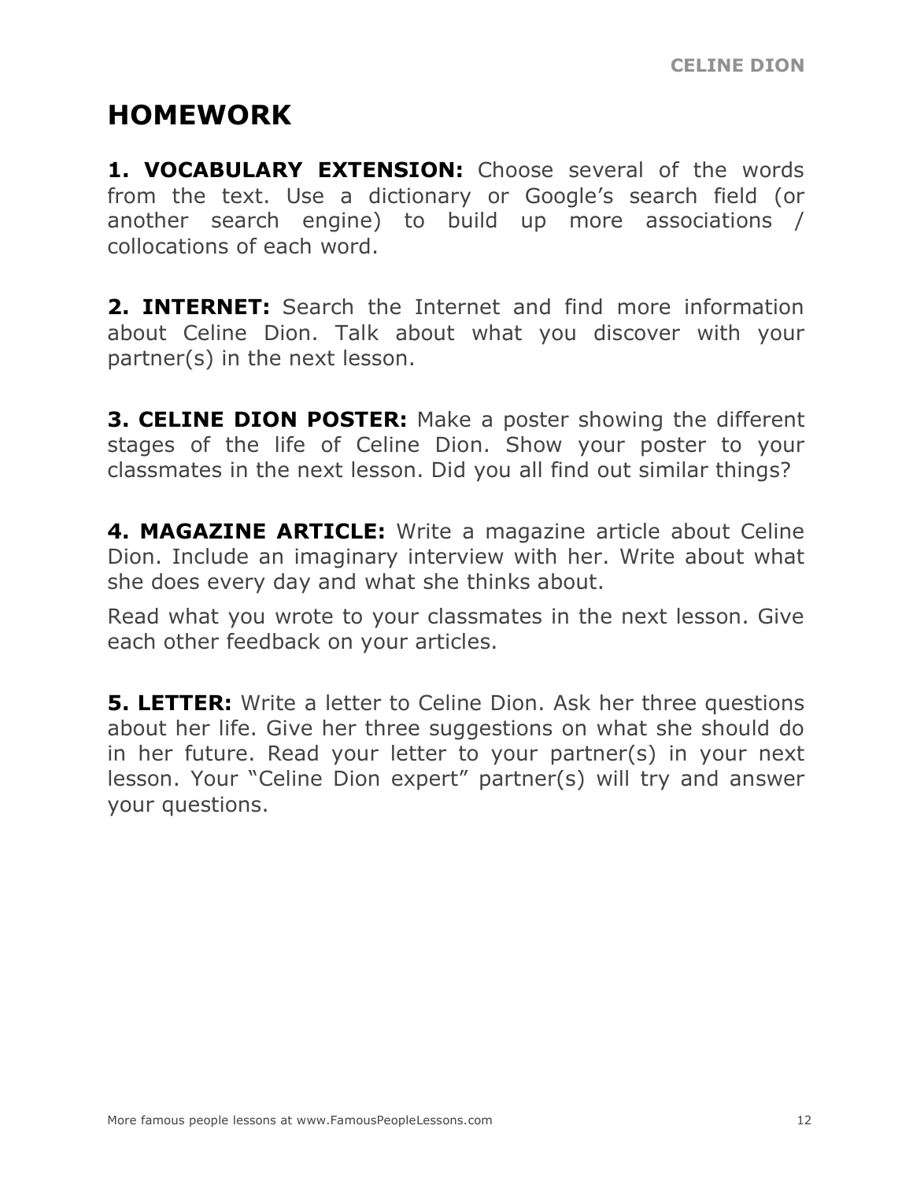# HOMEWORK

**1. VOCABULARY EXTENSION:** Choose several of the words from the text. Use a dictionary or Google's search field (or another search engine) to build up more associations / collocations of each word.

**2. INTERNET:** Search the Internet and find more information about Celine Dion. Talk about what you discover with your partner(s) in the next lesson.

**3. CELINE DION POSTER:** Make a poster showing the different stages of the life of Celine Dion. Show your poster to your classmates in the next lesson. Did you all find out similar things?

**4. MAGAZINE ARTICLE:** Write a magazine article about Celine Dion. Include an imaginary interview with her. Write about what she does every day and what she thinks about.

Read what you wrote to your classmates in the next lesson. Give each other feedback on your articles.

**5. LETTER:** Write a letter to Celine Dion. Ask her three questions about her life. Give her three suggestions on what she should do in her future. Read your letter to your partner(s) in your next lesson. Your "Celine Dion expert" partner(s) will try and answer your questions.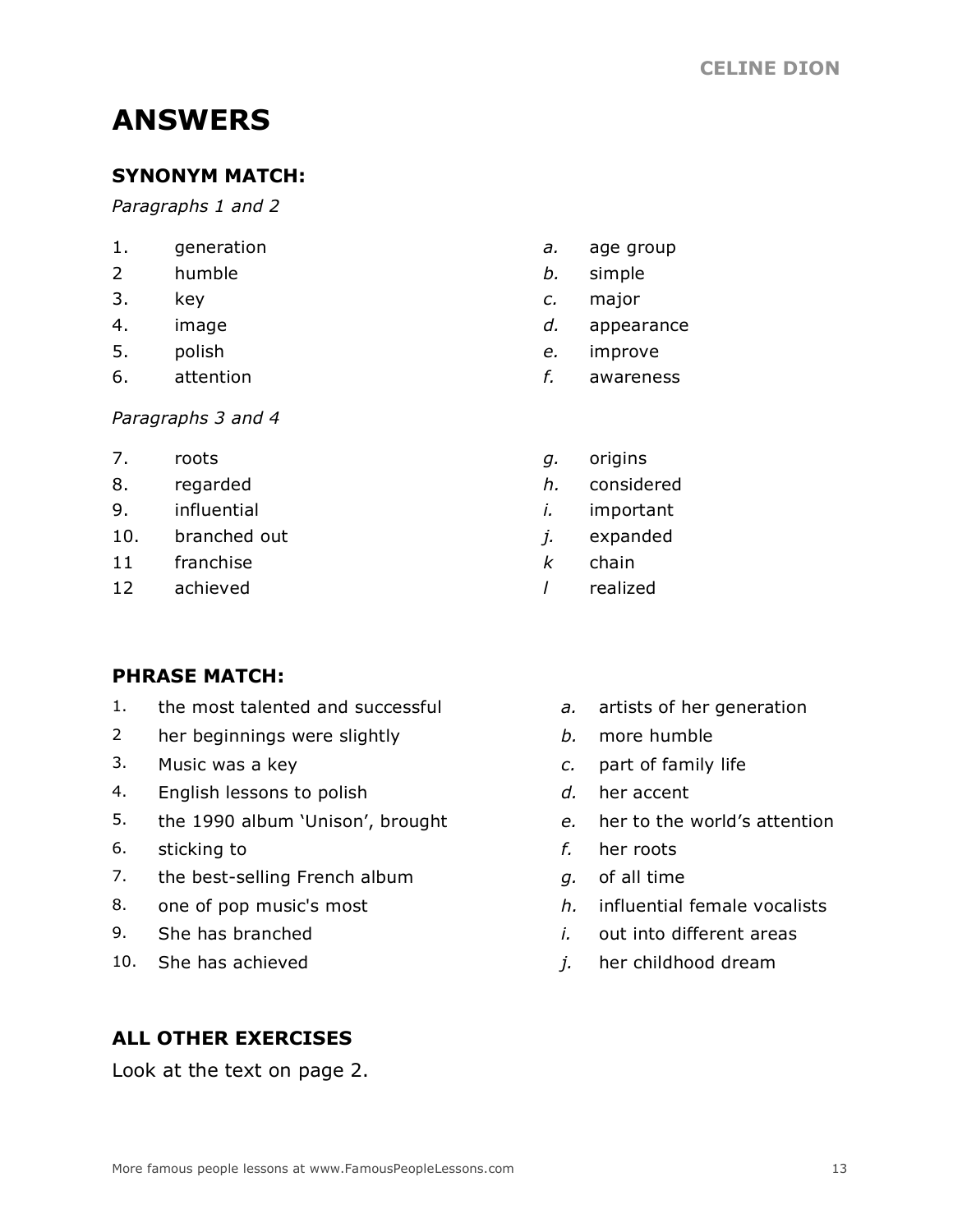# ANSWERS

## SYNONYM MATCH:

*Paragraphs 1 and 2*

| | | | |
|---|---|---|---|
| 1. | generation | *a.* | age group |
| 2 | humble | *b.* | simple |
| 3. | key | *c.* | major |
| 4. | image | *d.* | appearance |
| 5. | polish | *e.* | improve |
| 6. | attention | *f.* | awareness |

*Paragraphs 3 and 4*

| | | | |
|---|---|---|---|
| 7. | roots | *g.* | origins |
| 8. | regarded | *h.* | considered |
| 9. | influential | *i.* | important |
| 10. | branched out | *j.* | expanded |
| 11 | franchise | *k* | chain |
| 12 | achieved | *l* | realized |

## PHRASE MATCH:

| | | | |
|---|---|---|---|
| 1. | the most talented and successful | *a.* | artists of her generation |
| 2 | her beginnings were slightly | *b.* | more humble |
| 3. | Music was a key | *c.* | part of family life |
| 4. | English lessons to polish | *d.* | her accent |
| 5. | the 1990 album 'Unison', brought | *e.* | her to the world's attention |
| 6. | sticking to | *f.* | her roots |
| 7. | the best-selling French album | *g.* | of all time |
| 8. | one of pop music's most | *h.* | influential female vocalists |
| 9. | She has branched | *i.* | out into different areas |
| 10. | She has achieved | *j.* | her childhood dream |

## ALL OTHER EXERCISES

Look at the text on page 2.